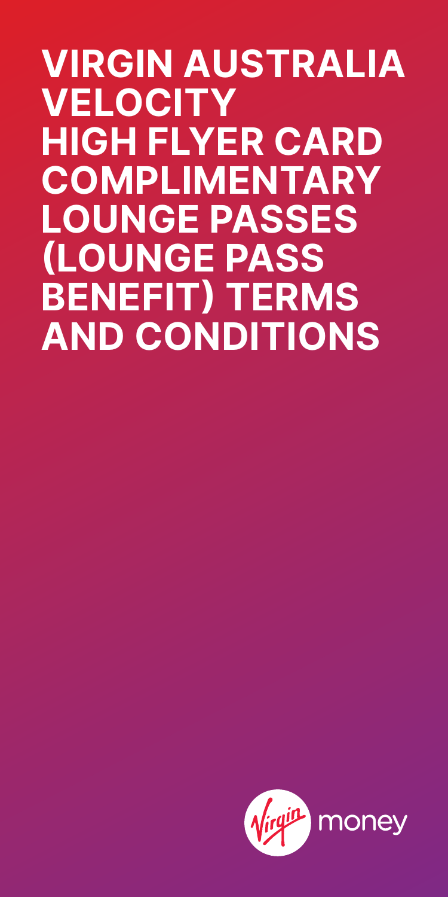# VIRGIN AUSTRALIA VELOCITY HIGH FLYER CARD COMPLIMENTARY LOUNGE PASSES (LOUNGE PASS BENEFIT) TERMS AND CONDITIONS

Virgin money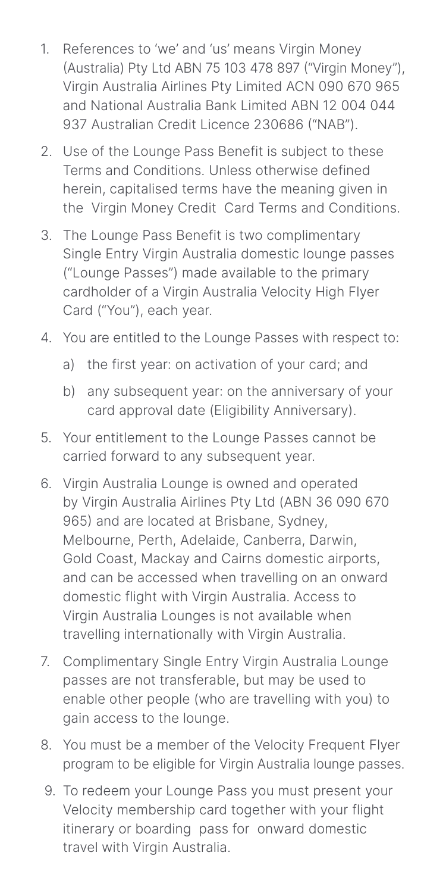1. References to 'we' and 'us' means Virgin Money (Australia) Pty Ltd ABN 75 103 478 897 ("Virgin Money"), Virgin Australia Airlines Pty Limited ACN 090 670 965 and National Australia Bank Limited ABN 12 004 044 937 Australian Credit Licence 230686 ("NAB").

2. Use of the Lounge Pass Benefit is subject to these Terms and Conditions. Unless otherwise defined herein, capitalised terms have the meaning given in the Virgin Money Credit Card Terms and Conditions.

3. The Lounge Pass Benefit is two complimentary Single Entry Virgin Australia domestic lounge passes ("Lounge Passes") made available to the primary cardholder of a Virgin Australia Velocity High Flyer Card ("You"), each year.

4. You are entitled to the Lounge Passes with respect to:

   a) the first year: on activation of your card; and

   b) any subsequent year: on the anniversary of your card approval date (Eligibility Anniversary).

5. Your entitlement to the Lounge Passes cannot be carried forward to any subsequent year.

6. Virgin Australia Lounge is owned and operated by Virgin Australia Airlines Pty Ltd (ABN 36 090 670 965) and are located at Brisbane, Sydney, Melbourne, Perth, Adelaide, Canberra, Darwin, Gold Coast, Mackay and Cairns domestic airports, and can be accessed when travelling on an onward domestic flight with Virgin Australia. Access to Virgin Australia Lounges is not available when travelling internationally with Virgin Australia.

7. Complimentary Single Entry Virgin Australia Lounge passes are not transferable, but may be used to enable other people (who are travelling with you) to gain access to the lounge.

8. You must be a member of the Velocity Frequent Flyer program to be eligible for Virgin Australia lounge passes.

9. To redeem your Lounge Pass you must present your Velocity membership card together with your flight itinerary or boarding pass for onward domestic travel with Virgin Australia.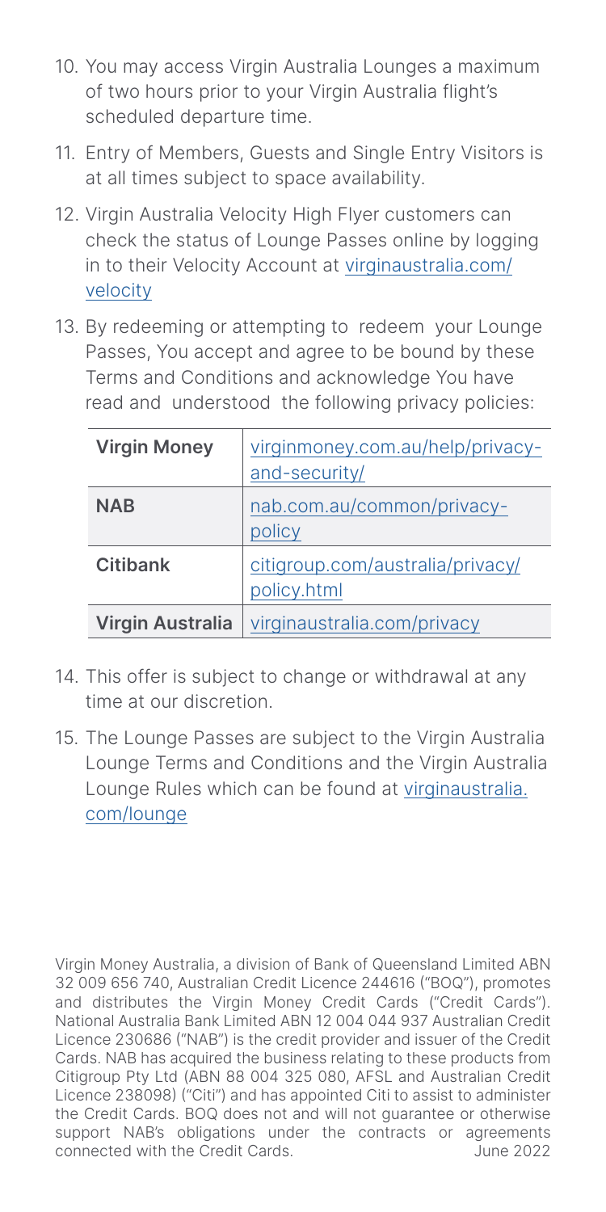10. You may access Virgin Australia Lounges a maximum of two hours prior to your Virgin Australia flight's scheduled departure time.
11. Entry of Members, Guests and Single Entry Visitors is at all times subject to space availability.
12. Virgin Australia Velocity High Flyer customers can check the status of Lounge Passes online by logging in to their Velocity Account at virginaustralia.com/velocity
13. By redeeming or attempting to redeem your Lounge Passes, You accept and agree to be bound by these Terms and Conditions and acknowledge You have read and understood the following privacy policies:

| | |
|---|---|
| **Virgin Money** | virginmoney.com.au/help/privacy-and-security/ |
| **NAB** | nab.com.au/common/privacy-policy |
| **Citibank** | citigroup.com/australia/privacy/policy.html |
| **Virgin Australia** | virginaustralia.com/privacy |

14. This offer is subject to change or withdrawal at any time at our discretion.
15. The Lounge Passes are subject to the Virgin Australia Lounge Terms and Conditions and the Virgin Australia Lounge Rules which can be found at virginaustralia.com/lounge

Virgin Money Australia, a division of Bank of Queensland Limited ABN 32 009 656 740, Australian Credit Licence 244616 ("BOQ"), promotes and distributes the Virgin Money Credit Cards ("Credit Cards"). National Australia Bank Limited ABN 12 004 044 937 Australian Credit Licence 230686 ("NAB") is the credit provider and issuer of the Credit Cards. NAB has acquired the business relating to these products from Citigroup Pty Ltd (ABN 88 004 325 080, AFSL and Australian Credit Licence 238098) ("Citi") and has appointed Citi to assist to administer the Credit Cards. BOQ does not and will not guarantee or otherwise support NAB's obligations under the contracts or agreements connected with the Credit Cards. June 2022